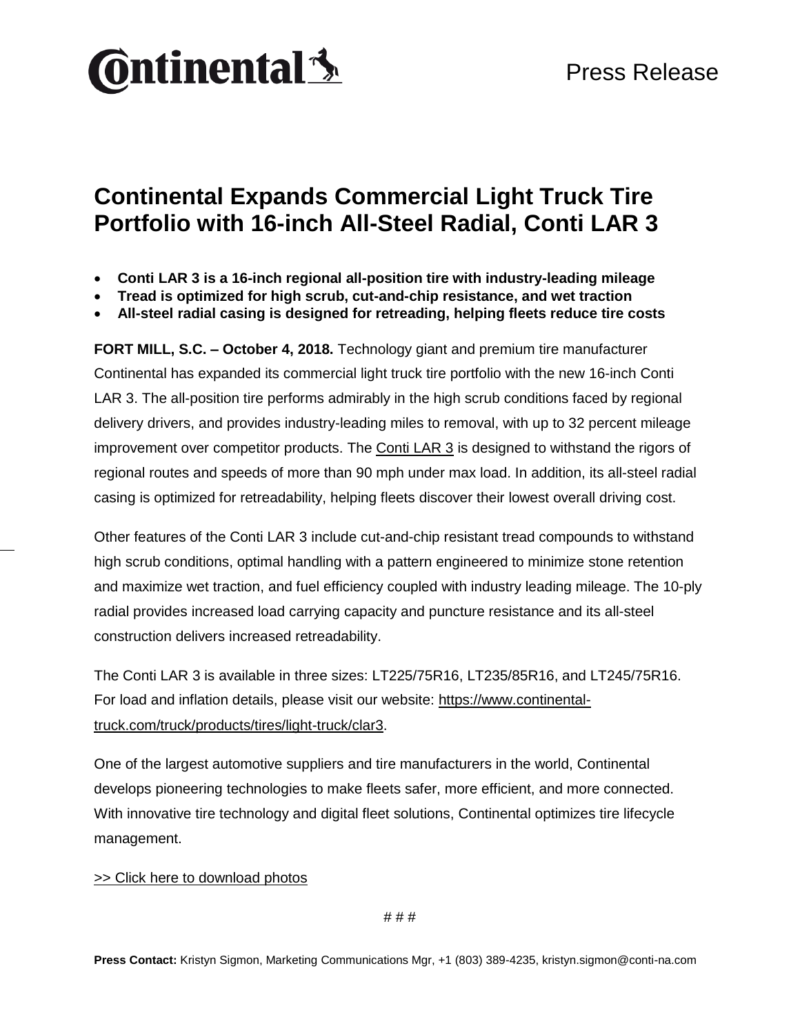Continental

Press Release

# Continental Expands Commercial Light Truck Tire Portfolio with 16-inch All-Steel Radial, Conti LAR 3

- **Conti LAR 3 is a 16-inch regional all-position tire with industry-leading mileage**
- **Tread is optimized for high scrub, cut-and-chip resistance, and wet traction**
- **All-steel radial casing is designed for retreading, helping fleets reduce tire costs**

**FORT MILL, S.C. – October 4, 2018.** Technology giant and premium tire manufacturer Continental has expanded its commercial light truck tire portfolio with the new 16-inch Conti LAR 3. The all-position tire performs admirably in the high scrub conditions faced by regional delivery drivers, and provides industry-leading miles to removal, with up to 32 percent mileage improvement over competitor products. The Conti LAR 3 is designed to withstand the rigors of regional routes and speeds of more than 90 mph under max load. In addition, its all-steel radial casing is optimized for retreadability, helping fleets discover their lowest overall driving cost.

Other features of the Conti LAR 3 include cut-and-chip resistant tread compounds to withstand high scrub conditions, optimal handling with a pattern engineered to minimize stone retention and maximize wet traction, and fuel efficiency coupled with industry leading mileage. The 10-ply radial provides increased load carrying capacity and puncture resistance and its all-steel construction delivers increased retreadability.

The Conti LAR 3 is available in three sizes: LT225/75R16, LT235/85R16, and LT245/75R16. For load and inflation details, please visit our website: https://www.continental-truck.com/truck/products/tires/light-truck/clar3.

One of the largest automotive suppliers and tire manufacturers in the world, Continental develops pioneering technologies to make fleets safer, more efficient, and more connected. With innovative tire technology and digital fleet solutions, Continental optimizes tire lifecycle management.

>> Click here to download photos

# # #

**Press Contact:** Kristyn Sigmon, Marketing Communications Mgr, +1 (803) 389-4235, kristyn.sigmon@conti-na.com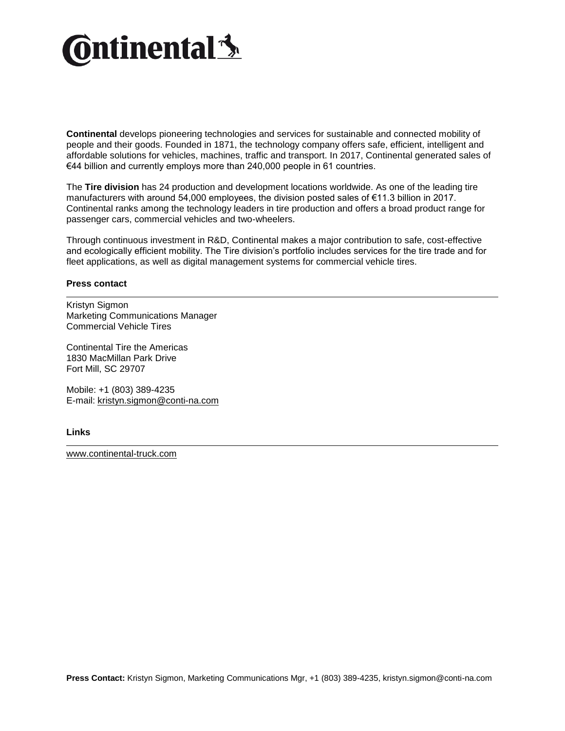**Continental** develops pioneering technologies and services for sustainable and connected mobility of people and their goods. Founded in 1871, the technology company offers safe, efficient, intelligent and affordable solutions for vehicles, machines, traffic and transport. In 2017, Continental generated sales of €44 billion and currently employs more than 240,000 people in 61 countries.

The **Tire division** has 24 production and development locations worldwide. As one of the leading tire manufacturers with around 54,000 employees, the division posted sales of €11.3 billion in 2017. Continental ranks among the technology leaders in tire production and offers a broad product range for passenger cars, commercial vehicles and two-wheelers.

Through continuous investment in R&D, Continental makes a major contribution to safe, cost-effective and ecologically efficient mobility. The Tire division's portfolio includes services for the tire trade and for fleet applications, as well as digital management systems for commercial vehicle tires.

**Press contact**

Kristyn Sigmon
Marketing Communications Manager
Commercial Vehicle Tires

Continental Tire the Americas
1830 MacMillan Park Drive
Fort Mill, SC 29707

Mobile: +1 (803) 389-4235
E-mail: kristyn.sigmon@conti-na.com

**Links**

www.continental-truck.com